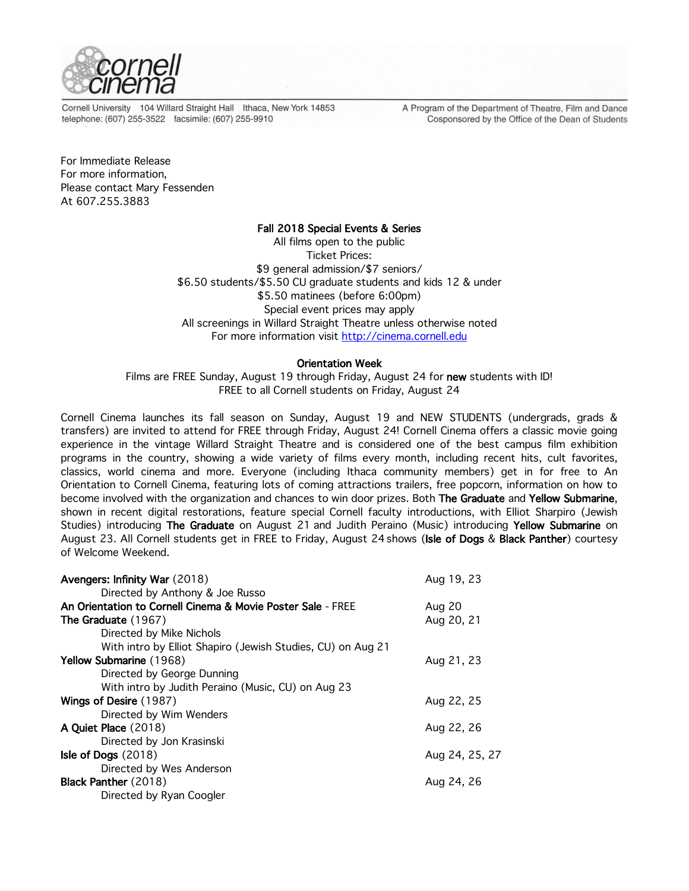cornell cinema

Cornell University 104 Willard Straight Hall Ithaca, New York 14853
telephone: (607) 255-3522 facsimile: (607) 255-9910

A Program of the Department of Theatre, Film and Dance
Cosponsored by the Office of the Dean of Students

For Immediate Release
For more information,
Please contact Mary Fessenden
At 607.255.3883

**Fall 2018 Special Events & Series**

All films open to the public
Ticket Prices:
$9 general admission/$7 seniors/
$6.50 students/$5.50 CU graduate students and kids 12 & under
$5.50 matinees (before 6:00pm)
Special event prices may apply
All screenings in Willard Straight Theatre unless otherwise noted
For more information visit http://cinema.cornell.edu

**Orientation Week**

Films are FREE Sunday, August 19 through Friday, August 24 for **new** students with ID!
FREE to all Cornell students on Friday, August 24

Cornell Cinema launches its fall season on Sunday, August 19 and NEW STUDENTS (undergrads, grads & transfers) are invited to attend for FREE through Friday, August 24! Cornell Cinema offers a classic movie going experience in the vintage Willard Straight Theatre and is considered one of the best campus film exhibition programs in the country, showing a wide variety of films every month, including recent hits, cult favorites, classics, world cinema and more. Everyone (including Ithaca community members) get in for free to An Orientation to Cornell Cinema, featuring lots of coming attractions trailers, free popcorn, information on how to become involved with the organization and chances to win door prizes. Both **The Graduate** and **Yellow Submarine**, shown in recent digital restorations, feature special Cornell faculty introductions, with Elliot Sharpiro (Jewish Studies) introducing **The Graduate** on August 21 and Judith Peraino (Music) introducing **Yellow Submarine** on August 23. All Cornell students get in FREE to Friday, August 24 shows (**Isle of Dogs** & **Black Panther**) courtesy of Welcome Weekend.

**Avengers: Infinity War** (2018) — Aug 19, 23
Directed by Anthony & Joe Russo

**An Orientation to Cornell Cinema & Movie Poster Sale** - FREE — Aug 20

**The Graduate** (1967) — Aug 20, 21
Directed by Mike Nichols
With intro by Elliot Shapiro (Jewish Studies, CU) on Aug 21

**Yellow Submarine** (1968) — Aug 21, 23
Directed by George Dunning
With intro by Judith Peraino (Music, CU) on Aug 23

**Wings of Desire** (1987) — Aug 22, 25
Directed by Wim Wenders

**A Quiet Place** (2018) — Aug 22, 26
Directed by Jon Krasinski

**Isle of Dogs** (2018) — Aug 24, 25, 27
Directed by Wes Anderson

**Black Panther** (2018) — Aug 24, 26
Directed by Ryan Coogler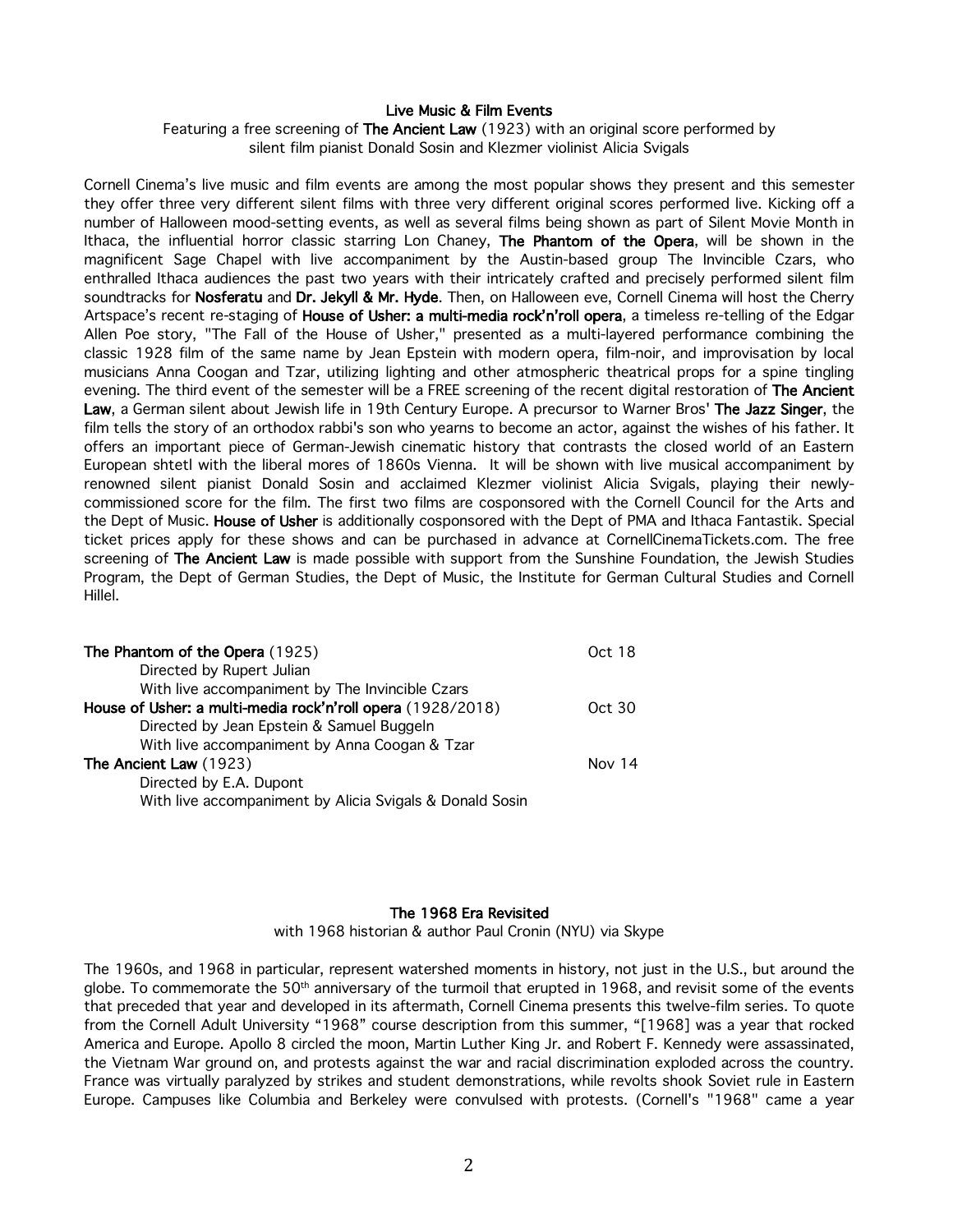## Live Music & Film Events

Featuring a free screening of **The Ancient Law** (1923) with an original score performed by silent film pianist Donald Sosin and Klezmer violinist Alicia Svigals

Cornell Cinema's live music and film events are among the most popular shows they present and this semester they offer three very different silent films with three very different original scores performed live. Kicking off a number of Halloween mood-setting events, as well as several films being shown as part of Silent Movie Month in Ithaca, the influential horror classic starring Lon Chaney, **The Phantom of the Opera**, will be shown in the magnificent Sage Chapel with live accompaniment by the Austin-based group The Invincible Czars, who enthralled Ithaca audiences the past two years with their intricately crafted and precisely performed silent film soundtracks for **Nosferatu** and **Dr. Jekyll & Mr. Hyde**. Then, on Halloween eve, Cornell Cinema will host the Cherry Artspace's recent re-staging of **House of Usher: a multi-media rock'n'roll opera**, a timeless re-telling of the Edgar Allen Poe story, "The Fall of the House of Usher," presented as a multi-layered performance combining the classic 1928 film of the same name by Jean Epstein with modern opera, film-noir, and improvisation by local musicians Anna Coogan and Tzar, utilizing lighting and other atmospheric theatrical props for a spine tingling evening. The third event of the semester will be a FREE screening of the recent digital restoration of **The Ancient Law**, a German silent about Jewish life in 19th Century Europe. A precursor to Warner Bros' **The Jazz Singer**, the film tells the story of an orthodox rabbi's son who yearns to become an actor, against the wishes of his father. It offers an important piece of German-Jewish cinematic history that contrasts the closed world of an Eastern European shtetl with the liberal mores of 1860s Vienna. It will be shown with live musical accompaniment by renowned silent pianist Donald Sosin and acclaimed Klezmer violinist Alicia Svigals, playing their newly-commissioned score for the film. The first two films are cosponsored with the Cornell Council for the Arts and the Dept of Music. **House of Usher** is additionally cosponsored with the Dept of PMA and Ithaca Fantastik. Special ticket prices apply for these shows and can be purchased in advance at CornellCinemaTickets.com. The free screening of **The Ancient Law** is made possible with support from the Sunshine Foundation, the Jewish Studies Program, the Dept of German Studies, the Dept of Music, the Institute for German Cultural Studies and Cornell Hillel.

**The Phantom of the Opera** (1925) — Oct 18
Directed by Rupert Julian
With live accompaniment by The Invincible Czars

**House of Usher: a multi-media rock'n'roll opera** (1928/2018) — Oct 30
Directed by Jean Epstein & Samuel Buggeln
With live accompaniment by Anna Coogan & Tzar

**The Ancient Law** (1923) — Nov 14
Directed by E.A. Dupont
With live accompaniment by Alicia Svigals & Donald Sosin

## The 1968 Era Revisited

with 1968 historian & author Paul Cronin (NYU) via Skype

The 1960s, and 1968 in particular, represent watershed moments in history, not just in the U.S., but around the globe. To commemorate the 50th anniversary of the turmoil that erupted in 1968, and revisit some of the events that preceded that year and developed in its aftermath, Cornell Cinema presents this twelve-film series. To quote from the Cornell Adult University "1968" course description from this summer, "[1968] was a year that rocked America and Europe. Apollo 8 circled the moon, Martin Luther King Jr. and Robert F. Kennedy were assassinated, the Vietnam War ground on, and protests against the war and racial discrimination exploded across the country. France was virtually paralyzed by strikes and student demonstrations, while revolts shook Soviet rule in Eastern Europe. Campuses like Columbia and Berkeley were convulsed with protests. (Cornell's "1968" came a year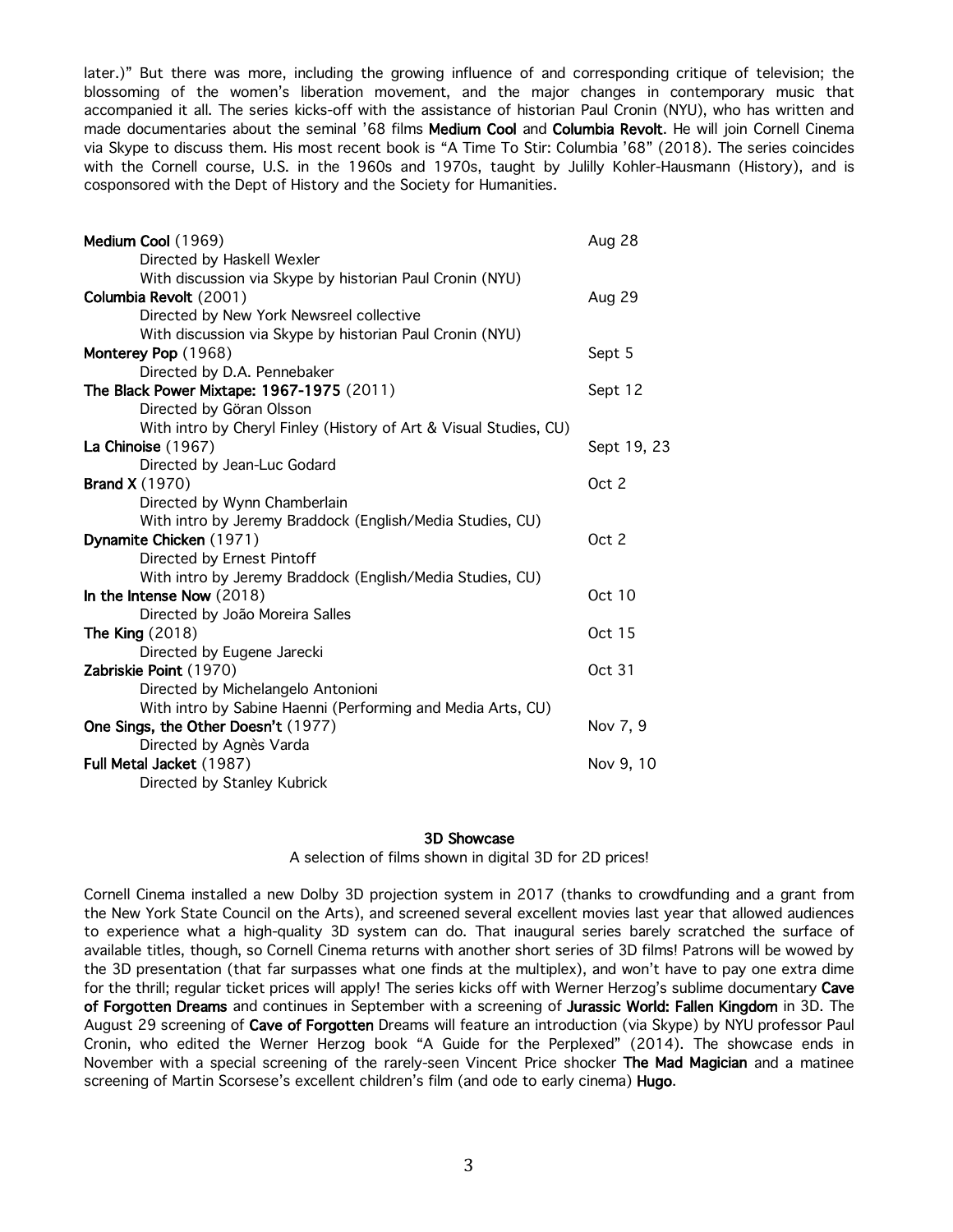later.)" But there was more, including the growing influence of and corresponding critique of television; the blossoming of the women's liberation movement, and the major changes in contemporary music that accompanied it all. The series kicks-off with the assistance of historian Paul Cronin (NYU), who has written and made documentaries about the seminal '68 films **Medium Cool** and **Columbia Revolt**. He will join Cornell Cinema via Skype to discuss them. His most recent book is "A Time To Stir: Columbia '68" (2018). The series coincides with the Cornell course, U.S. in the 1960s and 1970s, taught by Julilly Kohler-Hausmann (History), and is cosponsored with the Dept of History and the Society for Humanities.

| Film | Date |
|---|---|
| **Medium Cool** (1969)<br>Directed by Haskell Wexler<br>With discussion via Skype by historian Paul Cronin (NYU) | Aug 28 |
| **Columbia Revolt** (2001)<br>Directed by New York Newsreel collective<br>With discussion via Skype by historian Paul Cronin (NYU) | Aug 29 |
| **Monterey Pop** (1968)<br>Directed by D.A. Pennebaker | Sept 5 |
| **The Black Power Mixtape: 1967-1975** (2011)<br>Directed by Göran Olsson<br>With intro by Cheryl Finley (History of Art & Visual Studies, CU) | Sept 12 |
| **La Chinoise** (1967)<br>Directed by Jean-Luc Godard | Sept 19, 23 |
| **Brand X** (1970)<br>Directed by Wynn Chamberlain<br>With intro by Jeremy Braddock (English/Media Studies, CU) | Oct 2 |
| **Dynamite Chicken** (1971)<br>Directed by Ernest Pintoff<br>With intro by Jeremy Braddock (English/Media Studies, CU) | Oct 2 |
| **In the Intense Now** (2018)<br>Directed by João Moreira Salles | Oct 10 |
| **The King** (2018)<br>Directed by Eugene Jarecki | Oct 15 |
| **Zabriskie Point** (1970)<br>Directed by Michelangelo Antonioni<br>With intro by Sabine Haenni (Performing and Media Arts, CU) | Oct 31 |
| **One Sings, the Other Doesn't** (1977)<br>Directed by Agnès Varda | Nov 7, 9 |
| **Full Metal Jacket** (1987)<br>Directed by Stanley Kubrick | Nov 9, 10 |

## 3D Showcase

A selection of films shown in digital 3D for 2D prices!

Cornell Cinema installed a new Dolby 3D projection system in 2017 (thanks to crowdfunding and a grant from the New York State Council on the Arts), and screened several excellent movies last year that allowed audiences to experience what a high-quality 3D system can do. That inaugural series barely scratched the surface of available titles, though, so Cornell Cinema returns with another short series of 3D films! Patrons will be wowed by the 3D presentation (that far surpasses what one finds at the multiplex), and won't have to pay one extra dime for the thrill; regular ticket prices will apply! The series kicks off with Werner Herzog's sublime documentary **Cave of Forgotten Dreams** and continues in September with a screening of **Jurassic World: Fallen Kingdom** in 3D. The August 29 screening of **Cave of Forgotten** Dreams will feature an introduction (via Skype) by NYU professor Paul Cronin, who edited the Werner Herzog book "A Guide for the Perplexed" (2014). The showcase ends in November with a special screening of the rarely-seen Vincent Price shocker **The Mad Magician** and a matinee screening of Martin Scorsese's excellent children's film (and ode to early cinema) **Hugo**.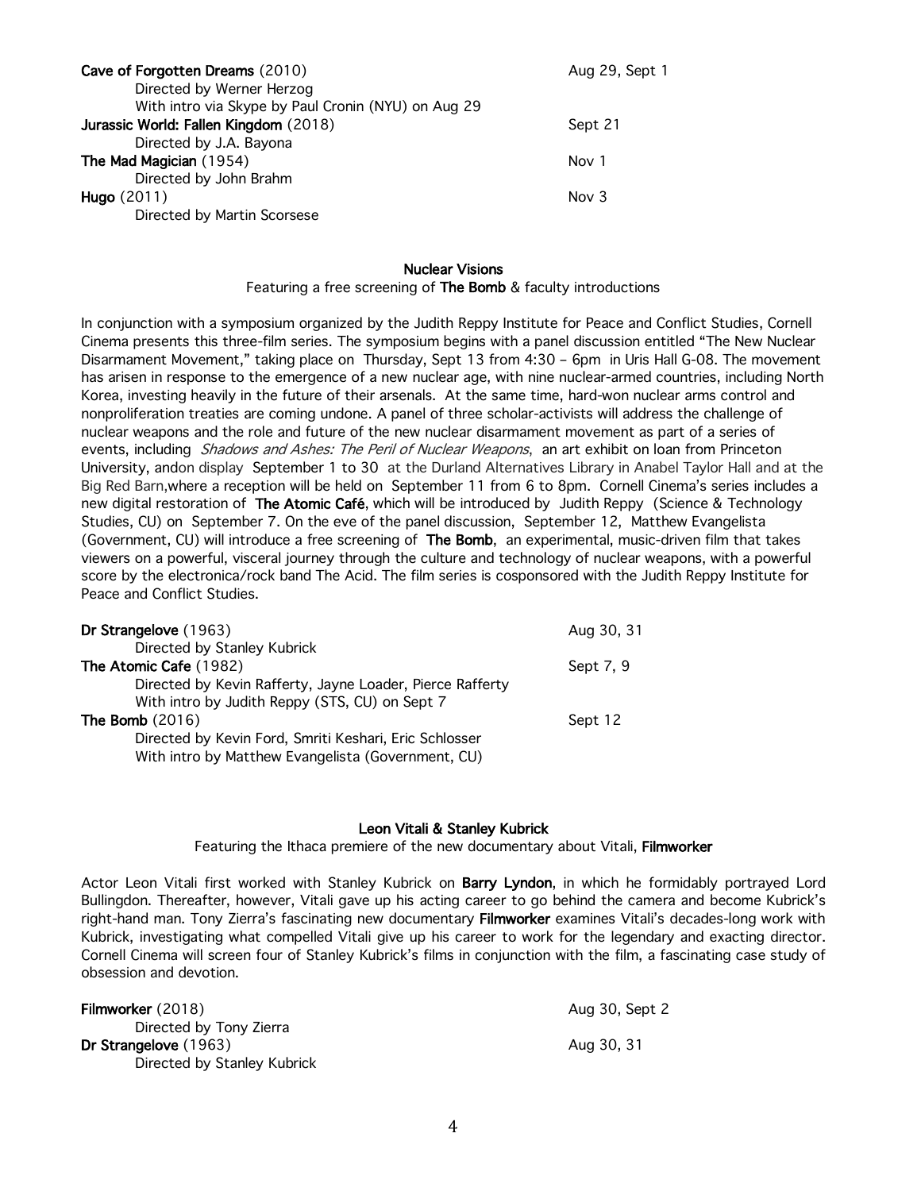**Cave of Forgotten Dreams** (2010) Aug 29, Sept 1
Directed by Werner Herzog
With intro via Skype by Paul Cronin (NYU) on Aug 29

**Jurassic World: Fallen Kingdom** (2018) Sept 21
Directed by J.A. Bayona

**The Mad Magician** (1954) Nov 1
Directed by John Brahm

**Hugo** (2011) Nov 3
Directed by Martin Scorsese

### Nuclear Visions

Featuring a free screening of **The Bomb** & faculty introductions

In conjunction with a symposium organized by the Judith Reppy Institute for Peace and Conflict Studies, Cornell Cinema presents this three-film series. The symposium begins with a panel discussion entitled "The New Nuclear Disarmament Movement," taking place on Thursday, Sept 13 from 4:30 – 6pm in Uris Hall G-08. The movement has arisen in response to the emergence of a new nuclear age, with nine nuclear-armed countries, including North Korea, investing heavily in the future of their arsenals. At the same time, hard-won nuclear arms control and nonproliferation treaties are coming undone. A panel of three scholar-activists will address the challenge of nuclear weapons and the role and future of the new nuclear disarmament movement as part of a series of events, including *Shadows and Ashes: The Peril of Nuclear Weapons*, an art exhibit on loan from Princeton University, andon display September 1 to 30 at the Durland Alternatives Library in Anabel Taylor Hall and at the Big Red Barn,where a reception will be held on September 11 from 6 to 8pm. Cornell Cinema's series includes a new digital restoration of **The Atomic Café**, which will be introduced by Judith Reppy (Science & Technology Studies, CU) on September 7. On the eve of the panel discussion, September 12, Matthew Evangelista (Government, CU) will introduce a free screening of **The Bomb**, an experimental, music-driven film that takes viewers on a powerful, visceral journey through the culture and technology of nuclear weapons, with a powerful score by the electronica/rock band The Acid. The film series is cosponsored with the Judith Reppy Institute for Peace and Conflict Studies.

**Dr Strangelove** (1963) Aug 30, 31
Directed by Stanley Kubrick

**The Atomic Cafe** (1982) Sept 7, 9
Directed by Kevin Rafferty, Jayne Loader, Pierce Rafferty
With intro by Judith Reppy (STS, CU) on Sept 7

**The Bomb** (2016) Sept 12
Directed by Kevin Ford, Smriti Keshari, Eric Schlosser
With intro by Matthew Evangelista (Government, CU)

### Leon Vitali & Stanley Kubrick

Featuring the Ithaca premiere of the new documentary about Vitali, **Filmworker**

Actor Leon Vitali first worked with Stanley Kubrick on **Barry Lyndon**, in which he formidably portrayed Lord Bullingdon. Thereafter, however, Vitali gave up his acting career to go behind the camera and become Kubrick's right-hand man. Tony Zierra's fascinating new documentary **Filmworker** examines Vitali's decades-long work with Kubrick, investigating what compelled Vitali give up his career to work for the legendary and exacting director. Cornell Cinema will screen four of Stanley Kubrick's films in conjunction with the film, a fascinating case study of obsession and devotion.

**Filmworker** (2018) Aug 30, Sept 2
Directed by Tony Zierra

**Dr Strangelove** (1963) Aug 30, 31
Directed by Stanley Kubrick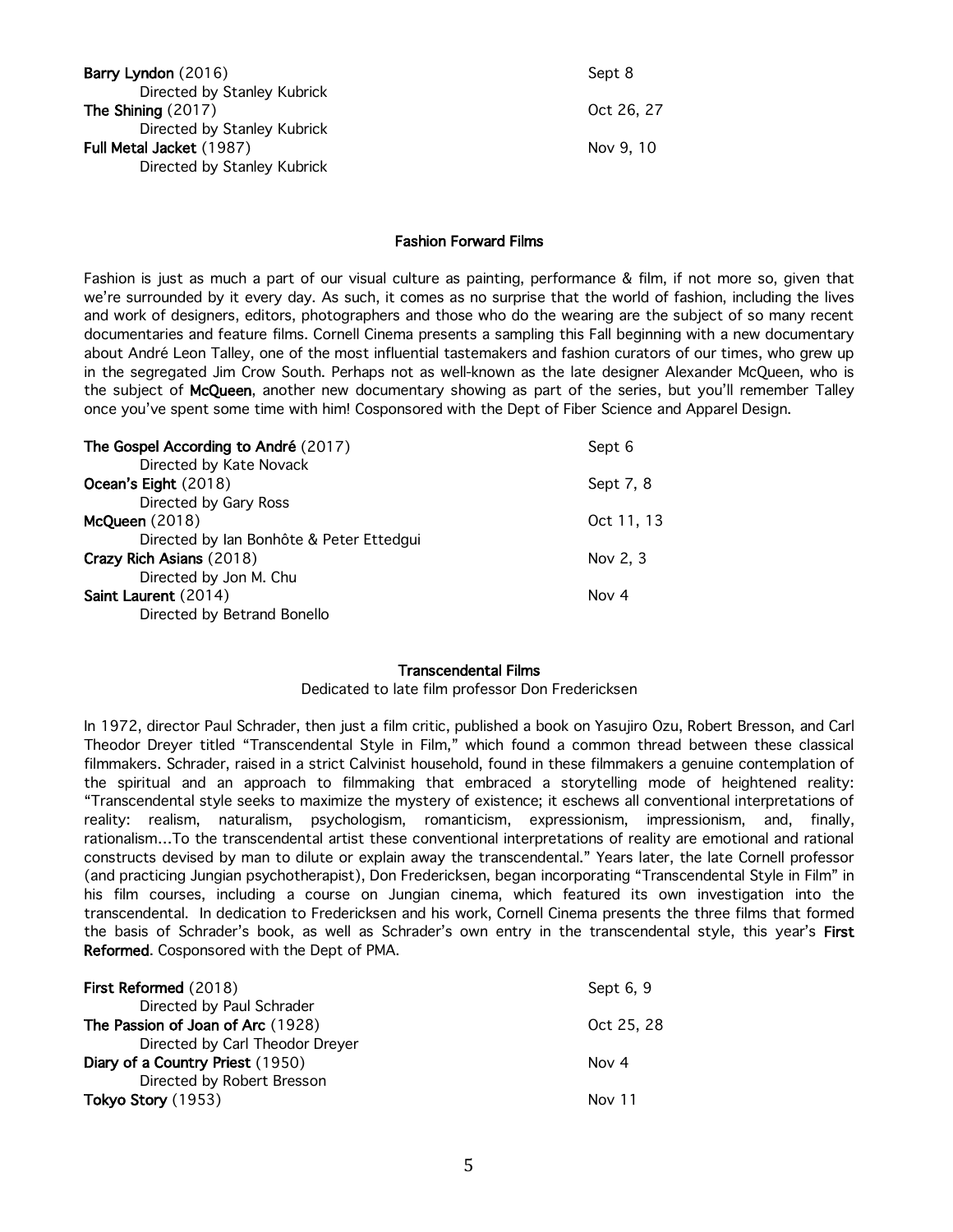**Barry Lyndon** (2016) — Sept 8
Directed by Stanley Kubrick

**The Shining** (2017) — Oct 26, 27
Directed by Stanley Kubrick

**Full Metal Jacket** (1987) — Nov 9, 10
Directed by Stanley Kubrick

## Fashion Forward Films

Fashion is just as much a part of our visual culture as painting, performance & film, if not more so, given that we're surrounded by it every day. As such, it comes as no surprise that the world of fashion, including the lives and work of designers, editors, photographers and those who do the wearing are the subject of so many recent documentaries and feature films. Cornell Cinema presents a sampling this Fall beginning with a new documentary about André Leon Talley, one of the most influential tastemakers and fashion curators of our times, who grew up in the segregated Jim Crow South. Perhaps not as well-known as the late designer Alexander McQueen, who is the subject of **McQueen**, another new documentary showing as part of the series, but you'll remember Talley once you've spent some time with him! Cosponsored with the Dept of Fiber Science and Apparel Design.

**The Gospel According to André** (2017) — Sept 6
Directed by Kate Novack

**Ocean's Eight** (2018) — Sept 7, 8
Directed by Gary Ross

**McQueen** (2018) — Oct 11, 13
Directed by Ian Bonhôte & Peter Ettedgui

**Crazy Rich Asians** (2018) — Nov 2, 3
Directed by Jon M. Chu

**Saint Laurent** (2014) — Nov 4
Directed by Betrand Bonello

## Transcendental Films

Dedicated to late film professor Don Fredericksen

In 1972, director Paul Schrader, then just a film critic, published a book on Yasujiro Ozu, Robert Bresson, and Carl Theodor Dreyer titled "Transcendental Style in Film," which found a common thread between these classical filmmakers. Schrader, raised in a strict Calvinist household, found in these filmmakers a genuine contemplation of the spiritual and an approach to filmmaking that embraced a storytelling mode of heightened reality: "Transcendental style seeks to maximize the mystery of existence; it eschews all conventional interpretations of reality: realism, naturalism, psychologism, romanticism, expressionism, impressionism, and, finally, rationalism…To the transcendental artist these conventional interpretations of reality are emotional and rational constructs devised by man to dilute or explain away the transcendental." Years later, the late Cornell professor (and practicing Jungian psychotherapist), Don Fredericksen, began incorporating "Transcendental Style in Film" in his film courses, including a course on Jungian cinema, which featured its own investigation into the transcendental. In dedication to Fredericksen and his work, Cornell Cinema presents the three films that formed the basis of Schrader's book, as well as Schrader's own entry in the transcendental style, this year's **First Reformed**. Cosponsored with the Dept of PMA.

**First Reformed** (2018) — Sept 6, 9
Directed by Paul Schrader

**The Passion of Joan of Arc** (1928) — Oct 25, 28
Directed by Carl Theodor Dreyer

**Diary of a Country Priest** (1950) — Nov 4
Directed by Robert Bresson

**Tokyo Story** (1953) — Nov 11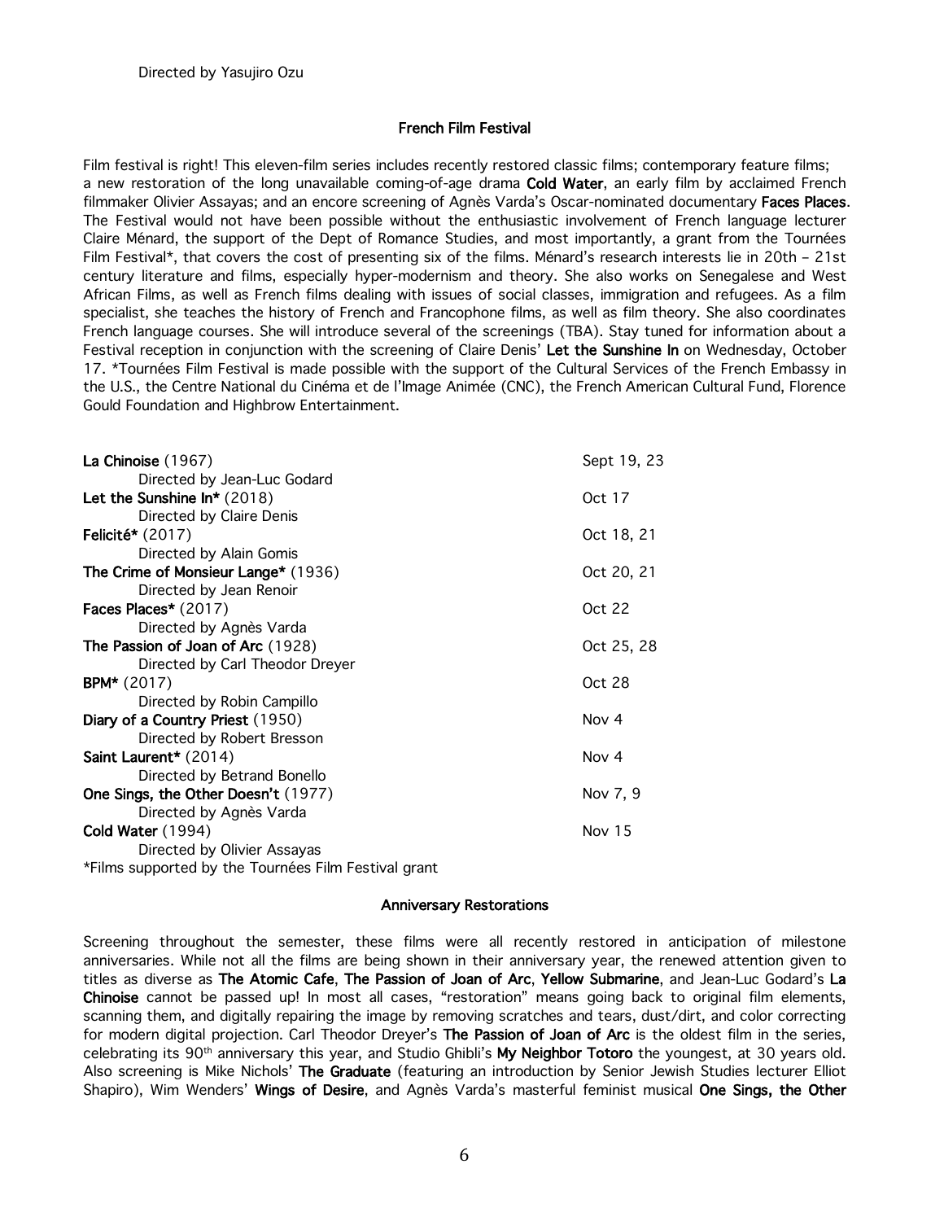Directed by Yasujiro Ozu

## French Film Festival

Film festival is right! This eleven-film series includes recently restored classic films; contemporary feature films; a new restoration of the long unavailable coming-of-age drama **Cold Water**, an early film by acclaimed French filmmaker Olivier Assayas; and an encore screening of Agnès Varda's Oscar-nominated documentary **Faces Places**. The Festival would not have been possible without the enthusiastic involvement of French language lecturer Claire Ménard, the support of the Dept of Romance Studies, and most importantly, a grant from the Tournées Film Festival*, that covers the cost of presenting six of the films. Ménard's research interests lie in 20th – 21st century literature and films, especially hyper-modernism and theory. She also works on Senegalese and West African Films, as well as French films dealing with issues of social classes, immigration and refugees. As a film specialist, she teaches the history of French and Francophone films, as well as film theory. She also coordinates French language courses. She will introduce several of the screenings (TBA). Stay tuned for information about a Festival reception in conjunction with the screening of Claire Denis' **Let the Sunshine In** on Wednesday, October 17. *Tournées Film Festival is made possible with the support of the Cultural Services of the French Embassy in the U.S., the Centre National du Cinéma et de l'Image Animée (CNC), the French American Cultural Fund, Florence Gould Foundation and Highbrow Entertainment.

| Film | Dates |
|---|---|
| **La Chinoise** (1967)<br>Directed by Jean-Luc Godard | Sept 19, 23 |
| **Let the Sunshine In*** (2018)<br>Directed by Claire Denis | Oct 17 |
| **Felicité*** (2017)<br>Directed by Alain Gomis | Oct 18, 21 |
| **The Crime of Monsieur Lange*** (1936)<br>Directed by Jean Renoir | Oct 20, 21 |
| **Faces Places*** (2017)<br>Directed by Agnès Varda | Oct 22 |
| **The Passion of Joan of Arc** (1928)<br>Directed by Carl Theodor Dreyer | Oct 25, 28 |
| **BPM*** (2017)<br>Directed by Robin Campillo | Oct 28 |
| **Diary of a Country Priest** (1950)<br>Directed by Robert Bresson | Nov 4 |
| **Saint Laurent*** (2014)<br>Directed by Betrand Bonello | Nov 4 |
| **One Sings, the Other Doesn't** (1977)<br>Directed by Agnès Varda | Nov 7, 9 |
| **Cold Water** (1994)<br>Directed by Olivier Assayas | Nov 15 |

*Films supported by the Tournées Film Festival grant

## Anniversary Restorations

Screening throughout the semester, these films were all recently restored in anticipation of milestone anniversaries. While not all the films are being shown in their anniversary year, the renewed attention given to titles as diverse as **The Atomic Cafe**, **The Passion of Joan of Arc**, **Yellow Submarine**, and Jean-Luc Godard's **La Chinoise** cannot be passed up! In most all cases, "restoration" means going back to original film elements, scanning them, and digitally repairing the image by removing scratches and tears, dust/dirt, and color correcting for modern digital projection. Carl Theodor Dreyer's **The Passion of Joan of Arc** is the oldest film in the series, celebrating its 90th anniversary this year, and Studio Ghibli's **My Neighbor Totoro** the youngest, at 30 years old. Also screening is Mike Nichols' **The Graduate** (featuring an introduction by Senior Jewish Studies lecturer Elliot Shapiro), Wim Wenders' **Wings of Desire**, and Agnès Varda's masterful feminist musical **One Sings, the Other**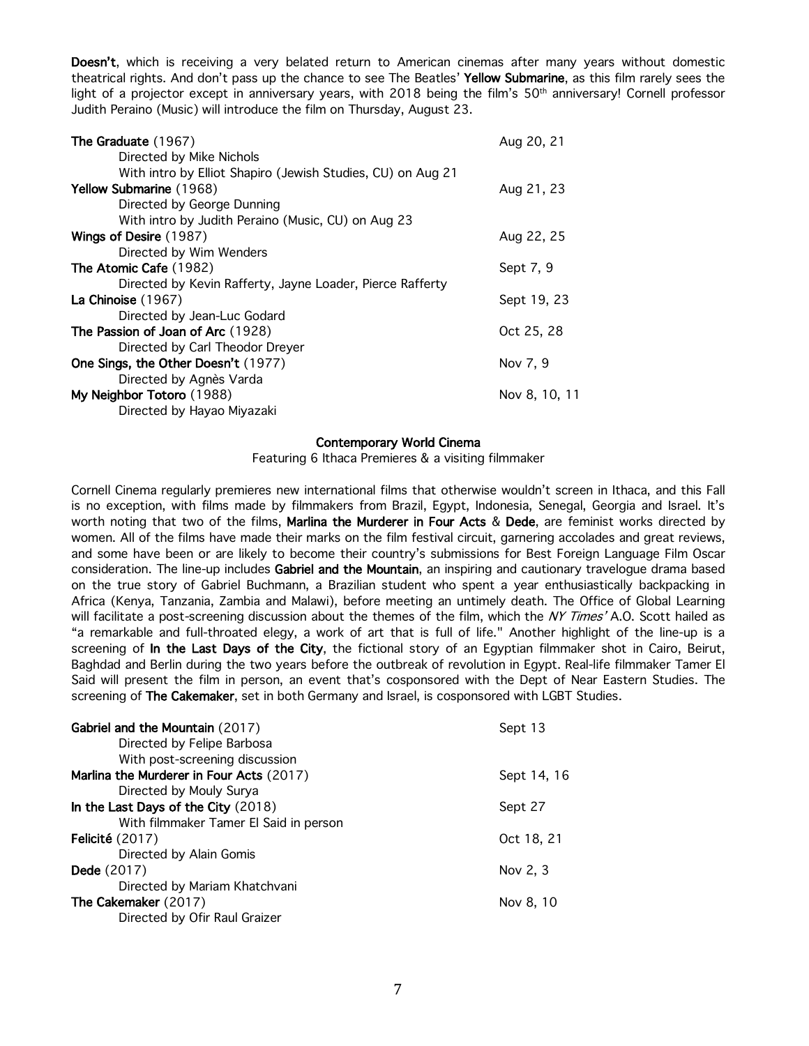**Doesn't**, which is receiving a very belated return to American cinemas after many years without domestic theatrical rights. And don't pass up the chance to see The Beatles' **Yellow Submarine**, as this film rarely sees the light of a projector except in anniversary years, with 2018 being the film's 50th anniversary! Cornell professor Judith Peraino (Music) will introduce the film on Thursday, August 23.

**The Graduate** (1967) — Aug 20, 21
Directed by Mike Nichols
With intro by Elliot Shapiro (Jewish Studies, CU) on Aug 21

**Yellow Submarine** (1968) — Aug 21, 23
Directed by George Dunning
With intro by Judith Peraino (Music, CU) on Aug 23

**Wings of Desire** (1987) — Aug 22, 25
Directed by Wim Wenders

**The Atomic Cafe** (1982) — Sept 7, 9
Directed by Kevin Rafferty, Jayne Loader, Pierce Rafferty

**La Chinoise** (1967) — Sept 19, 23
Directed by Jean-Luc Godard

**The Passion of Joan of Arc** (1928) — Oct 25, 28
Directed by Carl Theodor Dreyer

**One Sings, the Other Doesn't** (1977) — Nov 7, 9
Directed by Agnès Varda

**My Neighbor Totoro** (1988) — Nov 8, 10, 11
Directed by Hayao Miyazaki

## Contemporary World Cinema

Featuring 6 Ithaca Premieres & a visiting filmmaker

Cornell Cinema regularly premieres new international films that otherwise wouldn't screen in Ithaca, and this Fall is no exception, with films made by filmmakers from Brazil, Egypt, Indonesia, Senegal, Georgia and Israel. It's worth noting that two of the films, **Marlina the Murderer in Four Acts** & **Dede**, are feminist works directed by women. All of the films have made their marks on the film festival circuit, garnering accolades and great reviews, and some have been or are likely to become their country's submissions for Best Foreign Language Film Oscar consideration. The line-up includes **Gabriel and the Mountain**, an inspiring and cautionary travelogue drama based on the true story of Gabriel Buchmann, a Brazilian student who spent a year enthusiastically backpacking in Africa (Kenya, Tanzania, Zambia and Malawi), before meeting an untimely death. The Office of Global Learning will facilitate a post-screening discussion about the themes of the film, which the *NY Times'* A.O. Scott hailed as "a remarkable and full-throated elegy, a work of art that is full of life." Another highlight of the line-up is a screening of **In the Last Days of the City**, the fictional story of an Egyptian filmmaker shot in Cairo, Beirut, Baghdad and Berlin during the two years before the outbreak of revolution in Egypt. Real-life filmmaker Tamer El Said will present the film in person, an event that's cosponsored with the Dept of Near Eastern Studies. The screening of **The Cakemaker**, set in both Germany and Israel, is cosponsored with LGBT Studies.

**Gabriel and the Mountain** (2017) — Sept 13
Directed by Felipe Barbosa
With post-screening discussion

**Marlina the Murderer in Four Acts** (2017) — Sept 14, 16
Directed by Mouly Surya

**In the Last Days of the City** (2018) — Sept 27
With filmmaker Tamer El Said in person

**Felicité** (2017) — Oct 18, 21
Directed by Alain Gomis

**Dede** (2017) — Nov 2, 3
Directed by Mariam Khatchvani

**The Cakemaker** (2017) — Nov 8, 10
Directed by Ofir Raul Graizer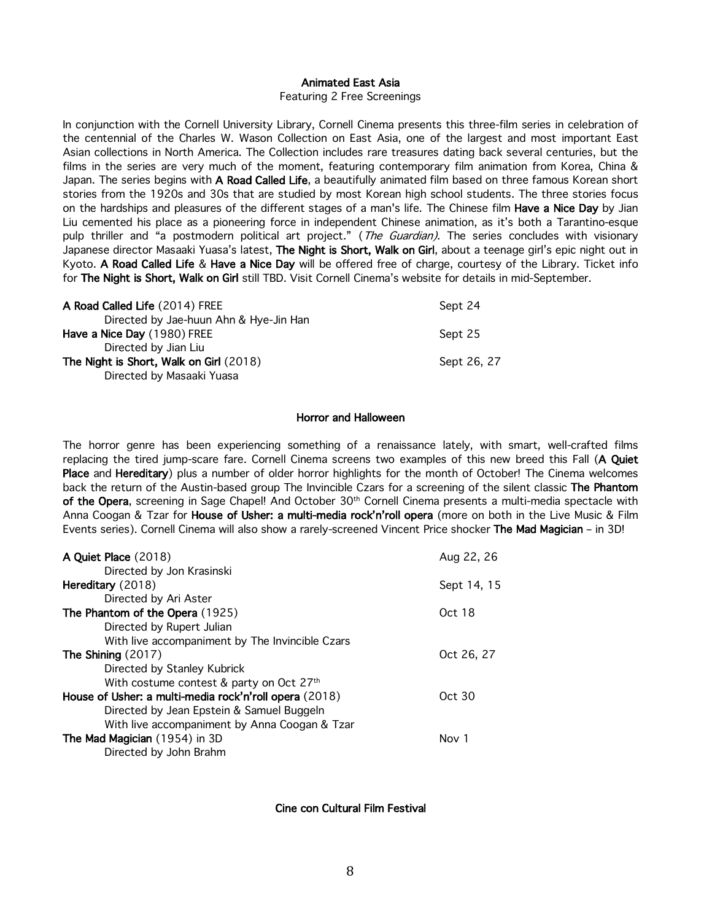## Animated East Asia

Featuring 2 Free Screenings

In conjunction with the Cornell University Library, Cornell Cinema presents this three-film series in celebration of the centennial of the Charles W. Wason Collection on East Asia, one of the largest and most important East Asian collections in North America. The Collection includes rare treasures dating back several centuries, but the films in the series are very much of the moment, featuring contemporary film animation from Korea, China & Japan. The series begins with **A Road Called Life**, a beautifully animated film based on three famous Korean short stories from the 1920s and 30s that are studied by most Korean high school students. The three stories focus on the hardships and pleasures of the different stages of a man's life. The Chinese film **Have a Nice Day** by Jian Liu cemented his place as a pioneering force in independent Chinese animation, as it's both a Tarantino-esque pulp thriller and "a postmodern political art project." (*The Guardian).* The series concludes with visionary Japanese director Masaaki Yuasa's latest, **The Night is Short, Walk on Girl**, about a teenage girl's epic night out in Kyoto. **A Road Called Life** & **Have a Nice Day** will be offered free of charge, courtesy of the Library. Ticket info for **The Night is Short, Walk on Girl** still TBD. Visit Cornell Cinema's website for details in mid-September.

| Film | Date |
|---|---|
| **A Road Called Life** (2014) FREE<br>Directed by Jae-huun Ahn & Hye-Jin Han | Sept 24 |
| **Have a Nice Day** (1980) FREE<br>Directed by Jian Liu | Sept 25 |
| **The Night is Short, Walk on Girl** (2018)<br>Directed by Masaaki Yuasa | Sept 26, 27 |

## Horror and Halloween

The horror genre has been experiencing something of a renaissance lately, with smart, well-crafted films replacing the tired jump-scare fare. Cornell Cinema screens two examples of this new breed this Fall (**A Quiet Place** and **Hereditary**) plus a number of older horror highlights for the month of October! The Cinema welcomes back the return of the Austin-based group The Invincible Czars for a screening of the silent classic **The Phantom of the Opera**, screening in Sage Chapel! And October 30th Cornell Cinema presents a multi-media spectacle with Anna Coogan & Tzar for **House of Usher: a multi-media rock'n'roll opera** (more on both in the Live Music & Film Events series). Cornell Cinema will also show a rarely-screened Vincent Price shocker **The Mad Magician** – in 3D!

| Film | Date |
|---|---|
| **A Quiet Place** (2018)<br>Directed by Jon Krasinski | Aug 22, 26 |
| **Hereditary** (2018)<br>Directed by Ari Aster | Sept 14, 15 |
| **The Phantom of the Opera** (1925)<br>Directed by Rupert Julian<br>With live accompaniment by The Invincible Czars | Oct 18 |
| **The Shining** (2017)<br>Directed by Stanley Kubrick<br>With costume contest & party on Oct 27th | Oct 26, 27 |
| **House of Usher: a multi-media rock'n'roll opera** (2018)<br>Directed by Jean Epstein & Samuel Buggeln<br>With live accompaniment by Anna Coogan & Tzar | Oct 30 |
| **The Mad Magician** (1954) in 3D<br>Directed by John Brahm | Nov 1 |

## Cine con Cultural Film Festival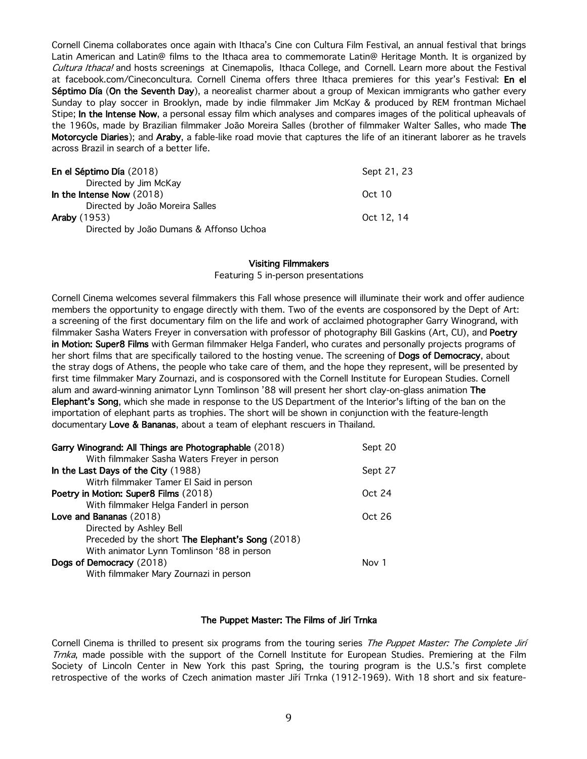Cornell Cinema collaborates once again with Ithaca's Cine con Cultura Film Festival, an annual festival that brings Latin American and Latin@ films to the Ithaca area to commemorate Latin@ Heritage Month. It is organized by *Cultura Ithaca!* and hosts screenings at Cinemapolis, Ithaca College, and Cornell. Learn more about the Festival at facebook.com/Cineconcultura. Cornell Cinema offers three Ithaca premieres for this year's Festival: **En el Séptimo Día** (**On the Seventh Day**), a neorealist charmer about a group of Mexican immigrants who gather every Sunday to play soccer in Brooklyn, made by indie filmmaker Jim McKay & produced by REM frontman Michael Stipe; **In the Intense Now**, a personal essay film which analyses and compares images of the political upheavals of the 1960s, made by Brazilian filmmaker João Moreira Salles (brother of filmmaker Walter Salles, who made **The Motorcycle Diaries**); and **Araby**, a fable-like road movie that captures the life of an itinerant laborer as he travels across Brazil in search of a better life.

| | |
|---|---|
| **En el Séptimo Día** (2018)<br>Directed by Jim McKay | Sept 21, 23 |
| **In the Intense Now** (2018)<br>Directed by João Moreira Salles | Oct 10 |
| **Araby** (1953)<br>Directed by João Dumans & Affonso Uchoa | Oct 12, 14 |

## Visiting Filmmakers

Featuring 5 in-person presentations

Cornell Cinema welcomes several filmmakers this Fall whose presence will illuminate their work and offer audience members the opportunity to engage directly with them. Two of the events are cosponsored by the Dept of Art: a screening of the first documentary film on the life and work of acclaimed photographer Garry Winogrand, with filmmaker Sasha Waters Freyer in conversation with professor of photography Bill Gaskins (Art, CU), and **Poetry in Motion: Super8 Films** with German filmmaker Helga Fanderl, who curates and personally projects programs of her short films that are specifically tailored to the hosting venue. The screening of **Dogs of Democracy**, about the stray dogs of Athens, the people who take care of them, and the hope they represent, will be presented by first time filmmaker Mary Zournazi, and is cosponsored with the Cornell Institute for European Studies. Cornell alum and award-winning animator Lynn Tomlinson '88 will present her short clay-on-glass animation **The Elephant's Song**, which she made in response to the US Department of the Interior's lifting of the ban on the importation of elephant parts as trophies. The short will be shown in conjunction with the feature-length documentary **Love & Bananas**, about a team of elephant rescuers in Thailand.

| | |
|---|---|
| **Garry Winogrand: All Things are Photographable** (2018)<br>With filmmaker Sasha Waters Freyer in person | Sept 20 |
| **In the Last Days of the City** (1988)<br>Witrh filmmaker Tamer El Said in person | Sept 27 |
| **Poetry in Motion: Super8 Films** (2018)<br>With filmmaker Helga Fanderl in person | Oct 24 |
| **Love and Bananas** (2018)<br>Directed by Ashley Bell<br>Preceded by the short **The Elephant's Song** (2018)<br>With animator Lynn Tomlinson '88 in person | Oct 26 |
| **Dogs of Democracy** (2018)<br>With filmmaker Mary Zournazi in person | Nov 1 |

## The Puppet Master: The Films of Jirí Trnka

Cornell Cinema is thrilled to present six programs from the touring series *The Puppet Master: The Complete Jirí Trnka*, made possible with the support of the Cornell Institute for European Studies. Premiering at the Film Society of Lincoln Center in New York this past Spring, the touring program is the U.S.'s first complete retrospective of the works of Czech animation master Jiří Trnka (1912-1969). With 18 short and six feature-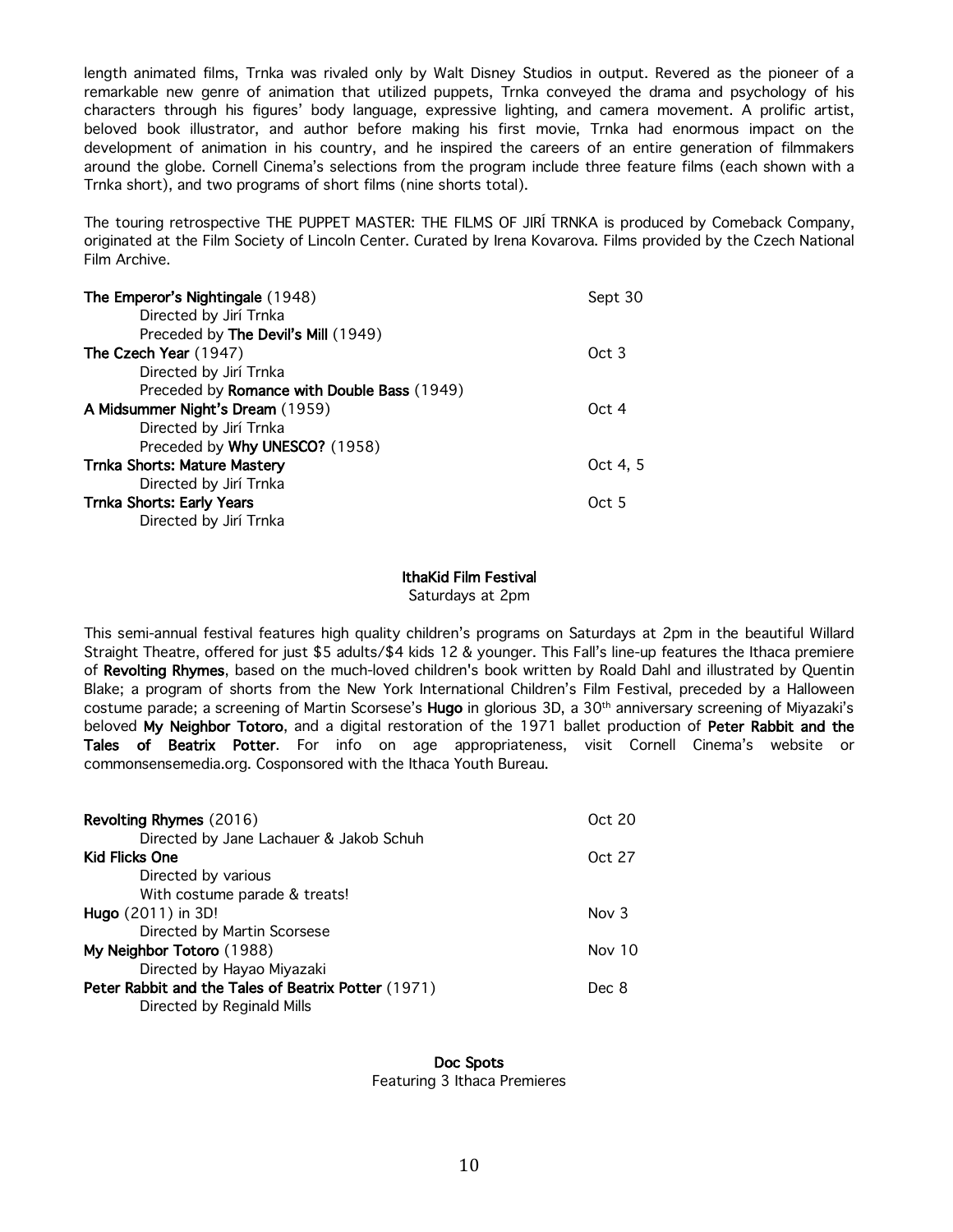length animated films, Trnka was rivaled only by Walt Disney Studios in output. Revered as the pioneer of a remarkable new genre of animation that utilized puppets, Trnka conveyed the drama and psychology of his characters through his figures' body language, expressive lighting, and camera movement. A prolific artist, beloved book illustrator, and author before making his first movie, Trnka had enormous impact on the development of animation in his country, and he inspired the careers of an entire generation of filmmakers around the globe. Cornell Cinema's selections from the program include three feature films (each shown with a Trnka short), and two programs of short films (nine shorts total).

The touring retrospective THE PUPPET MASTER: THE FILMS OF JIRÍ TRNKA is produced by Comeback Company, originated at the Film Society of Lincoln Center. Curated by Irena Kovarova. Films provided by the Czech National Film Archive.

**The Emperor's Nightingale** (1948) — Sept 30
Directed by Jirí Trnka
Preceded by **The Devil's Mill** (1949)

**The Czech Year** (1947) — Oct 3
Directed by Jirí Trnka
Preceded by **Romance with Double Bass** (1949)

**A Midsummer Night's Dream** (1959) — Oct 4
Directed by Jirí Trnka
Preceded by **Why UNESCO?** (1958)

**Trnka Shorts: Mature Mastery** — Oct 4, 5
Directed by Jirí Trnka

**Trnka Shorts: Early Years** — Oct 5
Directed by Jirí Trnka

## IthaKid Film Festival

Saturdays at 2pm

This semi-annual festival features high quality children's programs on Saturdays at 2pm in the beautiful Willard Straight Theatre, offered for just $5 adults/$4 kids 12 & younger. This Fall's line-up features the Ithaca premiere of **Revolting Rhymes**, based on the much-loved children's book written by Roald Dahl and illustrated by Quentin Blake; a program of shorts from the New York International Children's Film Festival, preceded by a Halloween costume parade; a screening of Martin Scorsese's **Hugo** in glorious 3D, a 30th anniversary screening of Miyazaki's beloved **My Neighbor Totoro**, and a digital restoration of the 1971 ballet production of **Peter Rabbit and the Tales of Beatrix Potter**. For info on age appropriateness, visit Cornell Cinema's website or commonsensemedia.org. Cosponsored with the Ithaca Youth Bureau.

**Revolting Rhymes** (2016) — Oct 20
Directed by Jane Lachauer & Jakob Schuh

**Kid Flicks One** — Oct 27
Directed by various
With costume parade & treats!

**Hugo** (2011) in 3D! — Nov 3
Directed by Martin Scorsese

**My Neighbor Totoro** (1988) — Nov 10
Directed by Hayao Miyazaki

**Peter Rabbit and the Tales of Beatrix Potter** (1971) — Dec 8
Directed by Reginald Mills

## Doc Spots

Featuring 3 Ithaca Premieres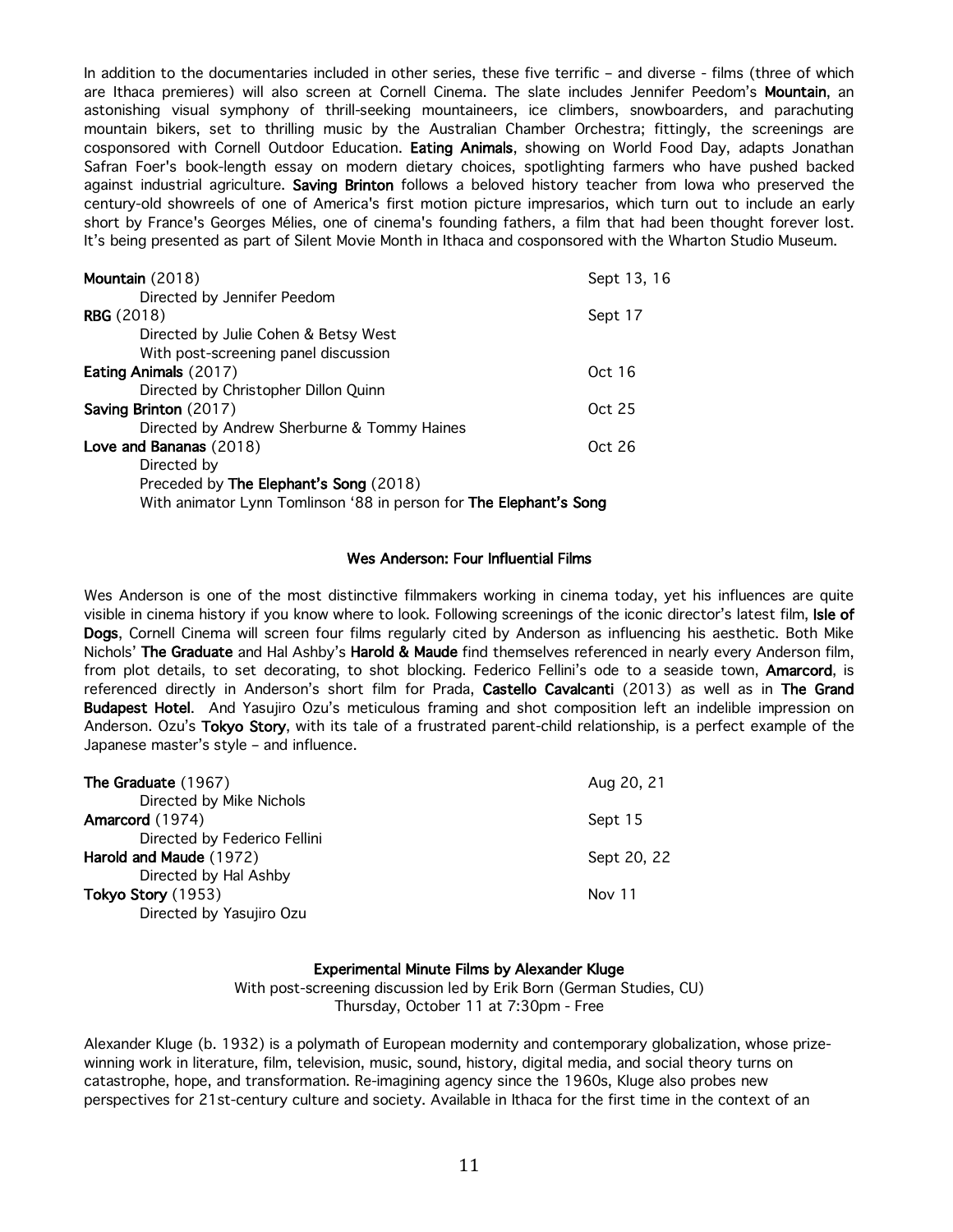In addition to the documentaries included in other series, these five terrific – and diverse - films (three of which are Ithaca premieres) will also screen at Cornell Cinema. The slate includes Jennifer Peedom's **Mountain**, an astonishing visual symphony of thrill-seeking mountaineers, ice climbers, snowboarders, and parachuting mountain bikers, set to thrilling music by the Australian Chamber Orchestra; fittingly, the screenings are cosponsored with Cornell Outdoor Education. **Eating Animals**, showing on World Food Day, adapts Jonathan Safran Foer's book-length essay on modern dietary choices, spotlighting farmers who have pushed backed against industrial agriculture. **Saving Brinton** follows a beloved history teacher from Iowa who preserved the century-old showreels of one of America's first motion picture impresarios, which turn out to include an early short by France's Georges Mélies, one of cinema's founding fathers, a film that had been thought forever lost. It's being presented as part of Silent Movie Month in Ithaca and cosponsored with the Wharton Studio Museum.

**Mountain** (2018) — Sept 13, 16
Directed by Jennifer Peedom

**RBG** (2018) — Sept 17
Directed by Julie Cohen & Betsy West
With post-screening panel discussion

**Eating Animals** (2017) — Oct 16
Directed by Christopher Dillon Quinn

**Saving Brinton** (2017) — Oct 25
Directed by Andrew Sherburne & Tommy Haines

**Love and Bananas** (2018) — Oct 26
Directed by
Preceded by **The Elephant's Song** (2018)
With animator Lynn Tomlinson '88 in person for **The Elephant's Song**

## Wes Anderson: Four Influential Films

Wes Anderson is one of the most distinctive filmmakers working in cinema today, yet his influences are quite visible in cinema history if you know where to look. Following screenings of the iconic director's latest film, **Isle of Dogs**, Cornell Cinema will screen four films regularly cited by Anderson as influencing his aesthetic. Both Mike Nichols' **The Graduate** and Hal Ashby's **Harold & Maude** find themselves referenced in nearly every Anderson film, from plot details, to set decorating, to shot blocking. Federico Fellini's ode to a seaside town, **Amarcord**, is referenced directly in Anderson's short film for Prada, **Castello Cavalcanti** (2013) as well as in **The Grand Budapest Hotel**. And Yasujiro Ozu's meticulous framing and shot composition left an indelible impression on Anderson. Ozu's **Tokyo Story**, with its tale of a frustrated parent-child relationship, is a perfect example of the Japanese master's style – and influence.

**The Graduate** (1967) — Aug 20, 21
Directed by Mike Nichols

**Amarcord** (1974) — Sept 15
Directed by Federico Fellini

**Harold and Maude** (1972) — Sept 20, 22
Directed by Hal Ashby

**Tokyo Story** (1953) — Nov 11
Directed by Yasujiro Ozu

## Experimental Minute Films by Alexander Kluge

With post-screening discussion led by Erik Born (German Studies, CU)
Thursday, October 11 at 7:30pm - Free

Alexander Kluge (b. 1932) is a polymath of European modernity and contemporary globalization, whose prize-winning work in literature, film, television, music, sound, history, digital media, and social theory turns on catastrophe, hope, and transformation. Re-imagining agency since the 1960s, Kluge also probes new perspectives for 21st-century culture and society. Available in Ithaca for the first time in the context of an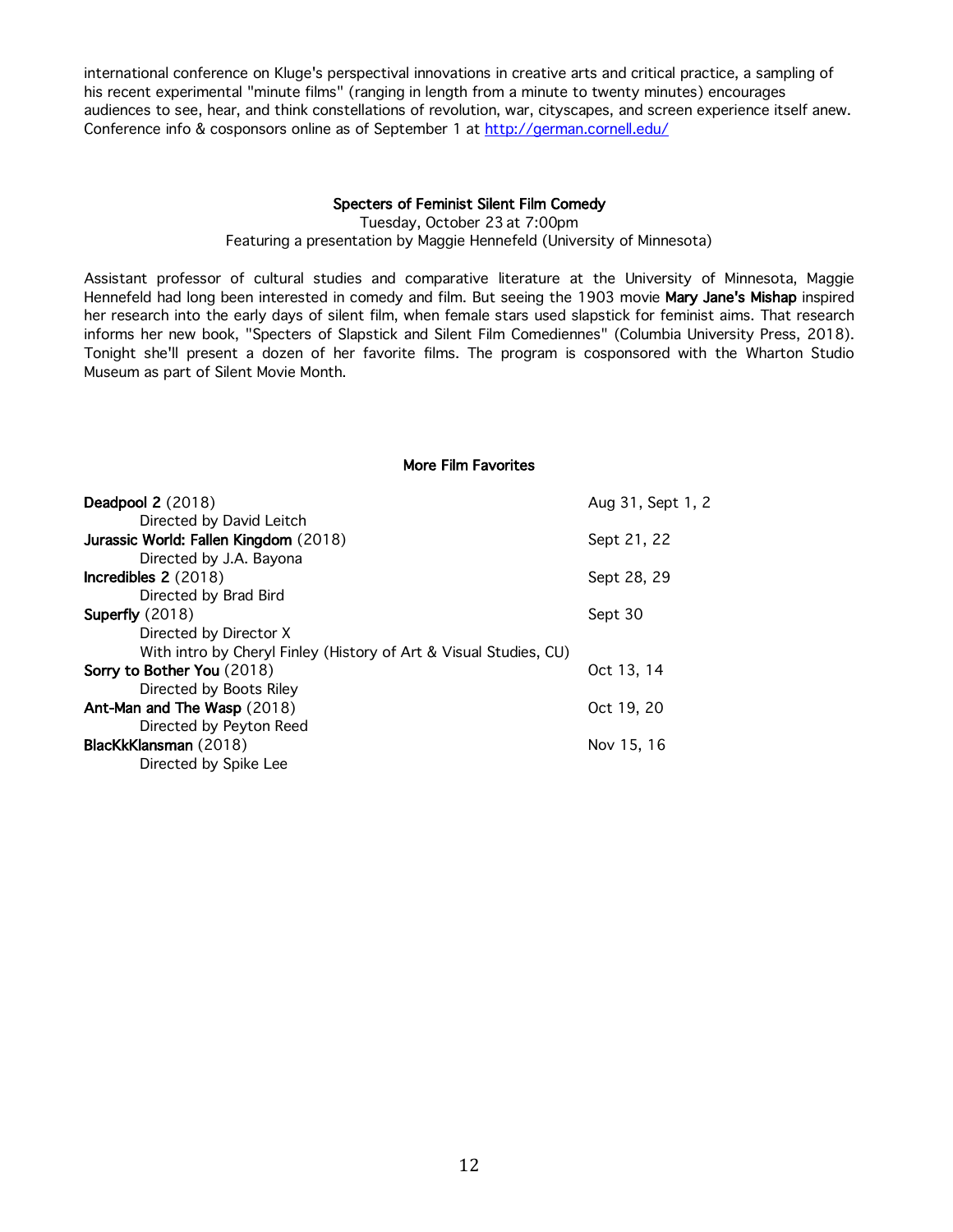international conference on Kluge's perspectival innovations in creative arts and critical practice, a sampling of his recent experimental "minute films" (ranging in length from a minute to twenty minutes) encourages audiences to see, hear, and think constellations of revolution, war, cityscapes, and screen experience itself anew. Conference info & cosponsors online as of September 1 at http://german.cornell.edu/

**Specters of Feminist Silent Film Comedy**

Tuesday, October 23 at 7:00pm

Featuring a presentation by Maggie Hennefeld (University of Minnesota)

Assistant professor of cultural studies and comparative literature at the University of Minnesota, Maggie Hennefeld had long been interested in comedy and film. But seeing the 1903 movie **Mary Jane's Mishap** inspired her research into the early days of silent film, when female stars used slapstick for feminist aims. That research informs her new book, "Specters of Slapstick and Silent Film Comediennes" (Columbia University Press, 2018). Tonight she'll present a dozen of her favorite films. The program is cosponsored with the Wharton Studio Museum as part of Silent Movie Month.

**More Film Favorites**

| | |
|---|---|
| **Deadpool 2** (2018)<br>Directed by David Leitch | Aug 31, Sept 1, 2 |
| **Jurassic World: Fallen Kingdom** (2018)<br>Directed by J.A. Bayona | Sept 21, 22 |
| **Incredibles 2** (2018)<br>Directed by Brad Bird | Sept 28, 29 |
| **Superfly** (2018)<br>Directed by Director X<br>With intro by Cheryl Finley (History of Art & Visual Studies, CU) | Sept 30 |
| **Sorry to Bother You** (2018)<br>Directed by Boots Riley | Oct 13, 14 |
| **Ant-Man and The Wasp** (2018)<br>Directed by Peyton Reed | Oct 19, 20 |
| **BlacKkKlansman** (2018)<br>Directed by Spike Lee | Nov 15, 16 |